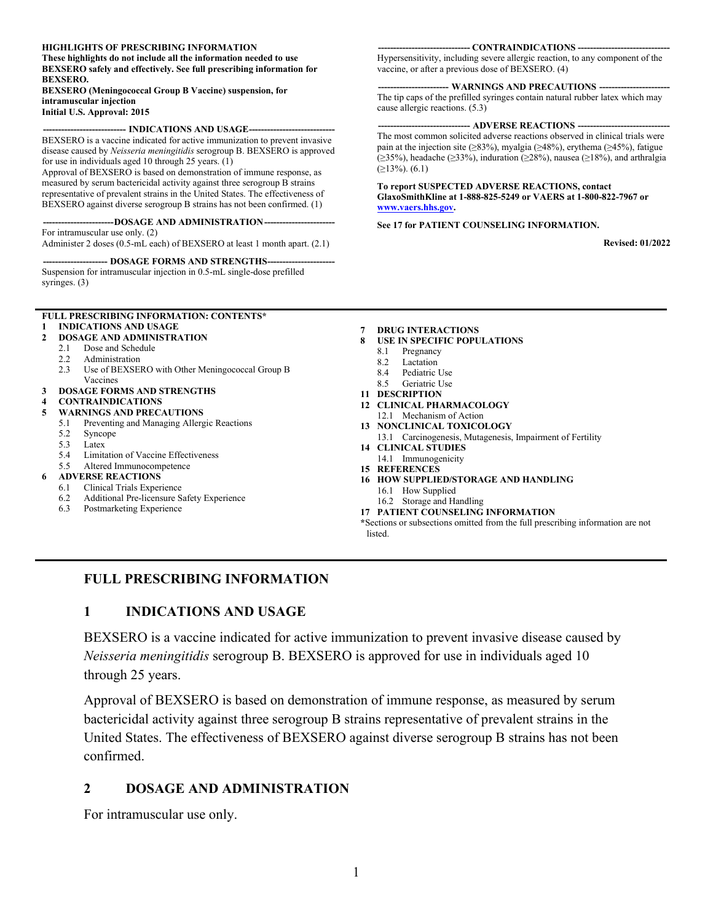**HIGHLIGHTS OF PRESCRIBING INFORMATION**
**These highlights do not include all the information needed to use BEXSERO safely and effectively. See full prescribing information for BEXSERO.**
**BEXSERO (Meningococcal Group B Vaccine) suspension, for intramuscular injection**
**Initial U.S. Approval: 2015**

**--------------------------- INDICATIONS AND USAGE----------------------------**

BEXSERO is a vaccine indicated for active immunization to prevent invasive disease caused by *Neisseria meningitidis* serogroup B. BEXSERO is approved for use in individuals aged 10 through 25 years. (1)

Approval of BEXSERO is based on demonstration of immune response, as measured by serum bactericidal activity against three serogroup B strains representative of prevalent strains in the United States. The effectiveness of BEXSERO against diverse serogroup B strains has not been confirmed. (1)

**-----------------------DOSAGE AND ADMINISTRATION-----------------------**

For intramuscular use only. (2)

Administer 2 doses (0.5-mL each) of BEXSERO at least 1 month apart. (2.1)

**--------------------- DOSAGE FORMS AND STRENGTHS----------------------**

Suspension for intramuscular injection in 0.5-mL single-dose prefilled syringes. (3)

**------------------------------ CONTRAINDICATIONS ------------------------------**

Hypersensitivity, including severe allergic reaction, to any component of the vaccine, or after a previous dose of BEXSERO. (4)

**----------------------- WARNINGS AND PRECAUTIONS -----------------------**

The tip caps of the prefilled syringes contain natural rubber latex which may cause allergic reactions. (5.3)

**------------------------------ ADVERSE REACTIONS ------------------------------**

The most common solicited adverse reactions observed in clinical trials were pain at the injection site (≥83%), myalgia (≥48%), erythema (≥45%), fatigue (≥35%), headache (≥33%), induration (≥28%), nausea (≥18%), and arthralgia (≥13%). (6.1)

**To report SUSPECTED ADVERSE REACTIONS, contact GlaxoSmithKline at 1-888-825-5249 or VAERS at 1-800-822-7967 or www.vaers.hhs.gov.**

**See 17 for PATIENT COUNSELING INFORMATION.**

**Revised: 01/2022**

---

**FULL PRESCRIBING INFORMATION: CONTENTS***

**1 INDICATIONS AND USAGE**
**2 DOSAGE AND ADMINISTRATION**
- 2.1 Dose and Schedule
- 2.2 Administration
- 2.3 Use of BEXSERO with Other Meningococcal Group B Vaccines

**3 DOSAGE FORMS AND STRENGTHS**
**4 CONTRAINDICATIONS**
**5 WARNINGS AND PRECAUTIONS**
- 5.1 Preventing and Managing Allergic Reactions
- 5.2 Syncope
- 5.3 Latex
- 5.4 Limitation of Vaccine Effectiveness
- 5.5 Altered Immunocompetence

**6 ADVERSE REACTIONS**
- 6.1 Clinical Trials Experience
- 6.2 Additional Pre-licensure Safety Experience
- 6.3 Postmarketing Experience

**7 DRUG INTERACTIONS**
**8 USE IN SPECIFIC POPULATIONS**
- 8.1 Pregnancy
- 8.2 Lactation
- 8.4 Pediatric Use
- 8.5 Geriatric Use

**11 DESCRIPTION**
**12 CLINICAL PHARMACOLOGY**
- 12.1 Mechanism of Action

**13 NONCLINICAL TOXICOLOGY**
- 13.1 Carcinogenesis, Mutagenesis, Impairment of Fertility

**14 CLINICAL STUDIES**
- 14.1 Immunogenicity

**15 REFERENCES**
**16 HOW SUPPLIED/STORAGE AND HANDLING**
- 16.1 How Supplied
- 16.2 Storage and Handling

**17 PATIENT COUNSELING INFORMATION**

*Sections or subsections omitted from the full prescribing information are not listed.

---

# FULL PRESCRIBING INFORMATION

## 1 INDICATIONS AND USAGE

BEXSERO is a vaccine indicated for active immunization to prevent invasive disease caused by *Neisseria meningitidis* serogroup B. BEXSERO is approved for use in individuals aged 10 through 25 years.

Approval of BEXSERO is based on demonstration of immune response, as measured by serum bactericidal activity against three serogroup B strains representative of prevalent strains in the United States. The effectiveness of BEXSERO against diverse serogroup B strains has not been confirmed.

## 2 DOSAGE AND ADMINISTRATION

For intramuscular use only.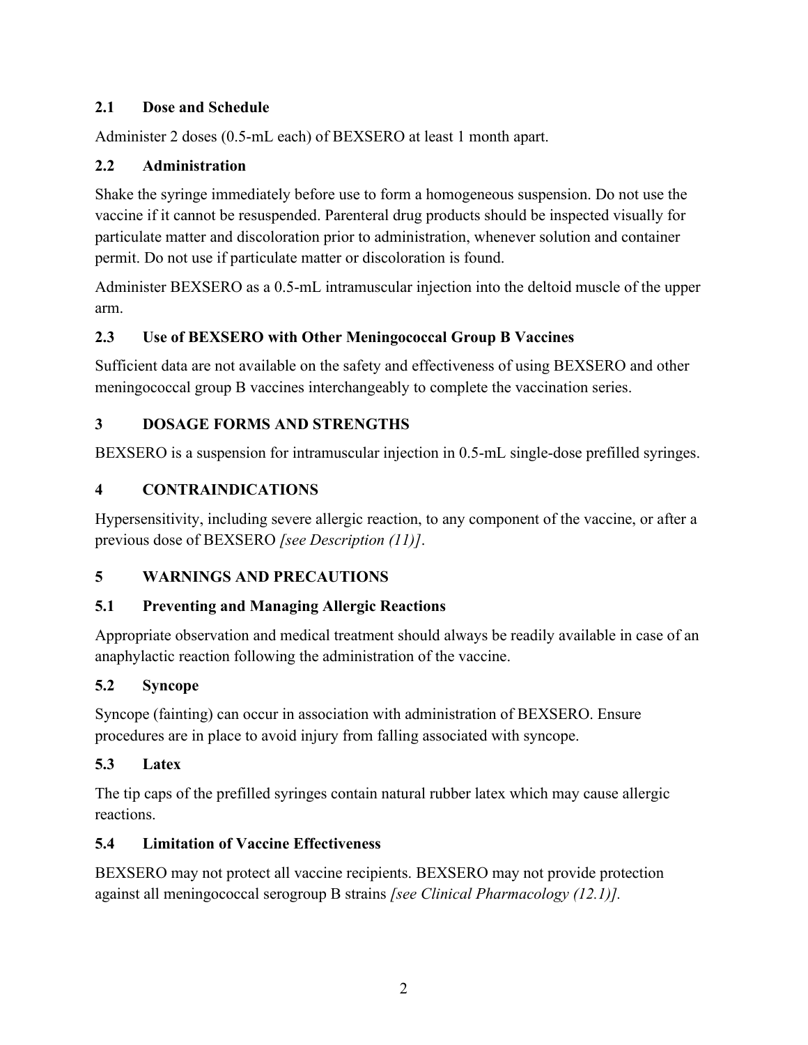### 2.1 Dose and Schedule

Administer 2 doses (0.5-mL each) of BEXSERO at least 1 month apart.

### 2.2 Administration

Shake the syringe immediately before use to form a homogeneous suspension. Do not use the vaccine if it cannot be resuspended. Parenteral drug products should be inspected visually for particulate matter and discoloration prior to administration, whenever solution and container permit. Do not use if particulate matter or discoloration is found.

Administer BEXSERO as a 0.5-mL intramuscular injection into the deltoid muscle of the upper arm.

### 2.3 Use of BEXSERO with Other Meningococcal Group B Vaccines

Sufficient data are not available on the safety and effectiveness of using BEXSERO and other meningococcal group B vaccines interchangeably to complete the vaccination series.

## 3 DOSAGE FORMS AND STRENGTHS

BEXSERO is a suspension for intramuscular injection in 0.5-mL single-dose prefilled syringes.

## 4 CONTRAINDICATIONS

Hypersensitivity, including severe allergic reaction, to any component of the vaccine, or after a previous dose of BEXSERO *[see Description (11)]*.

## 5 WARNINGS AND PRECAUTIONS

### 5.1 Preventing and Managing Allergic Reactions

Appropriate observation and medical treatment should always be readily available in case of an anaphylactic reaction following the administration of the vaccine.

### 5.2 Syncope

Syncope (fainting) can occur in association with administration of BEXSERO. Ensure procedures are in place to avoid injury from falling associated with syncope.

### 5.3 Latex

The tip caps of the prefilled syringes contain natural rubber latex which may cause allergic reactions.

### 5.4 Limitation of Vaccine Effectiveness

BEXSERO may not protect all vaccine recipients. BEXSERO may not provide protection against all meningococcal serogroup B strains *[see Clinical Pharmacology (12.1)].*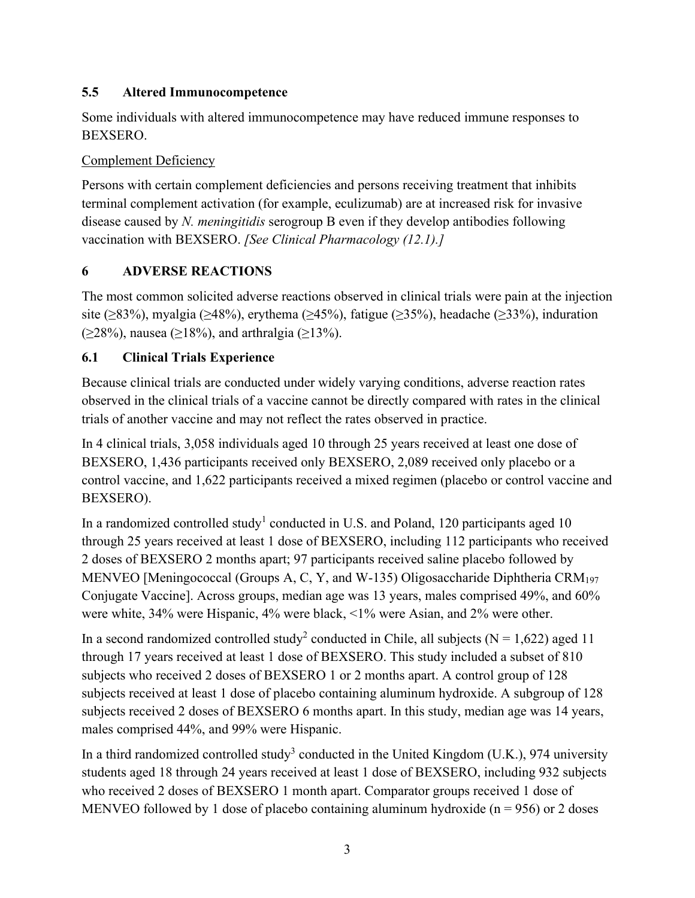### 5.5 Altered Immunocompetence

Some individuals with altered immunocompetence may have reduced immune responses to BEXSERO.

Complement Deficiency

Persons with certain complement deficiencies and persons receiving treatment that inhibits terminal complement activation (for example, eculizumab) are at increased risk for invasive disease caused by *N. meningitidis* serogroup B even if they develop antibodies following vaccination with BEXSERO. *[See Clinical Pharmacology (12.1).]*

## 6 ADVERSE REACTIONS

The most common solicited adverse reactions observed in clinical trials were pain at the injection site (≥83%), myalgia (≥48%), erythema (≥45%), fatigue (≥35%), headache (≥33%), induration (≥28%), nausea (≥18%), and arthralgia (≥13%).

### 6.1 Clinical Trials Experience

Because clinical trials are conducted under widely varying conditions, adverse reaction rates observed in the clinical trials of a vaccine cannot be directly compared with rates in the clinical trials of another vaccine and may not reflect the rates observed in practice.

In 4 clinical trials, 3,058 individuals aged 10 through 25 years received at least one dose of BEXSERO, 1,436 participants received only BEXSERO, 2,089 received only placebo or a control vaccine, and 1,622 participants received a mixed regimen (placebo or control vaccine and BEXSERO).

In a randomized controlled study[1] conducted in U.S. and Poland, 120 participants aged 10 through 25 years received at least 1 dose of BEXSERO, including 112 participants who received 2 doses of BEXSERO 2 months apart; 97 participants received saline placebo followed by MENVEO [Meningococcal (Groups A, C, Y, and W-135) Oligosaccharide Diphtheria $CRM_{197}$ Conjugate Vaccine]. Across groups, median age was 13 years, males comprised 49%, and 60% were white, 34% were Hispanic, 4% were black, <1% were Asian, and 2% were other.

In a second randomized controlled study[2] conducted in Chile, all subjects (N = 1,622) aged 11 through 17 years received at least 1 dose of BEXSERO. This study included a subset of 810 subjects who received 2 doses of BEXSERO 1 or 2 months apart. A control group of 128 subjects received at least 1 dose of placebo containing aluminum hydroxide. A subgroup of 128 subjects received 2 doses of BEXSERO 6 months apart. In this study, median age was 14 years, males comprised 44%, and 99% were Hispanic.

In a third randomized controlled study[3] conducted in the United Kingdom (U.K.), 974 university students aged 18 through 24 years received at least 1 dose of BEXSERO, including 932 subjects who received 2 doses of BEXSERO 1 month apart. Comparator groups received 1 dose of MENVEO followed by 1 dose of placebo containing aluminum hydroxide (n = 956) or 2 doses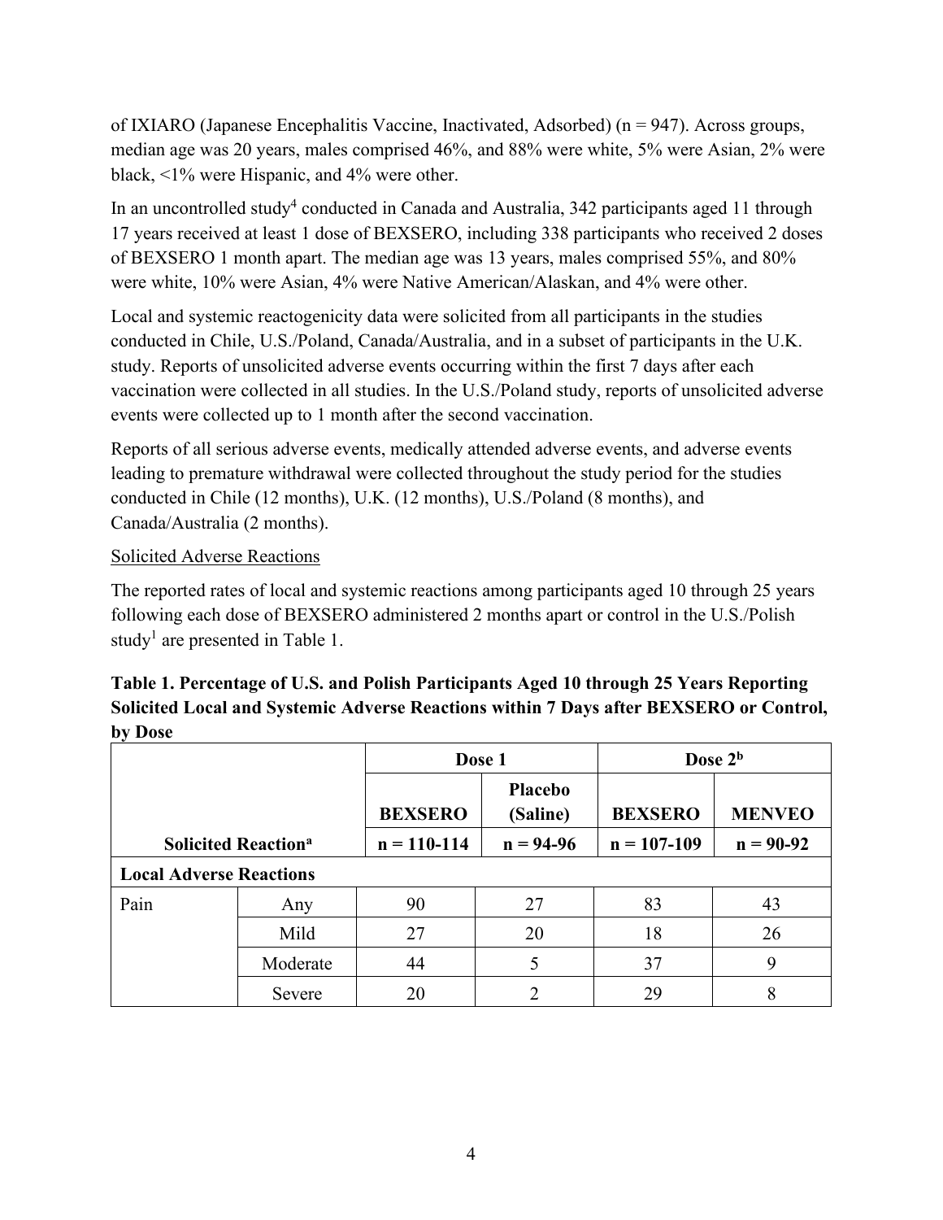of IXIARO (Japanese Encephalitis Vaccine, Inactivated, Adsorbed) (n = 947). Across groups, median age was 20 years, males comprised 46%, and 88% were white, 5% were Asian, 2% were black, <1% were Hispanic, and 4% were other.

In an uncontrolled study[4] conducted in Canada and Australia, 342 participants aged 11 through 17 years received at least 1 dose of BEXSERO, including 338 participants who received 2 doses of BEXSERO 1 month apart. The median age was 13 years, males comprised 55%, and 80% were white, 10% were Asian, 4% were Native American/Alaskan, and 4% were other.

Local and systemic reactogenicity data were solicited from all participants in the studies conducted in Chile, U.S./Poland, Canada/Australia, and in a subset of participants in the U.K. study. Reports of unsolicited adverse events occurring within the first 7 days after each vaccination were collected in all studies. In the U.S./Poland study, reports of unsolicited adverse events were collected up to 1 month after the second vaccination.

Reports of all serious adverse events, medically attended adverse events, and adverse events leading to premature withdrawal were collected throughout the study period for the studies conducted in Chile (12 months), U.K. (12 months), U.S./Poland (8 months), and Canada/Australia (2 months).

Solicited Adverse Reactions

The reported rates of local and systemic reactions among participants aged 10 through 25 years following each dose of BEXSERO administered 2 months apart or control in the U.S./Polish study[1] are presented in Table 1.

**Table 1. Percentage of U.S. and Polish Participants Aged 10 through 25 Years Reporting Solicited Local and Systemic Adverse Reactions within 7 Days after BEXSERO or Control, by Dose**

| | | Dose 1 | | Dose 2[b] | |
|---|---|---|---|---|---|
| | | **BEXSERO** | **Placebo (Saline)** | **BEXSERO** | **MENVEO** |
| **Solicited Reaction[a]** | | **n = 110-114** | **n = 94-96** | **n = 107-109** | **n = 90-92** |
| **Local Adverse Reactions** | | | | | |
| Pain | Any | 90 | 27 | 83 | 43 |
| | Mild | 27 | 20 | 18 | 26 |
| | Moderate | 44 | 5 | 37 | 9 |
| | Severe | 20 | 2 | 29 | 8 |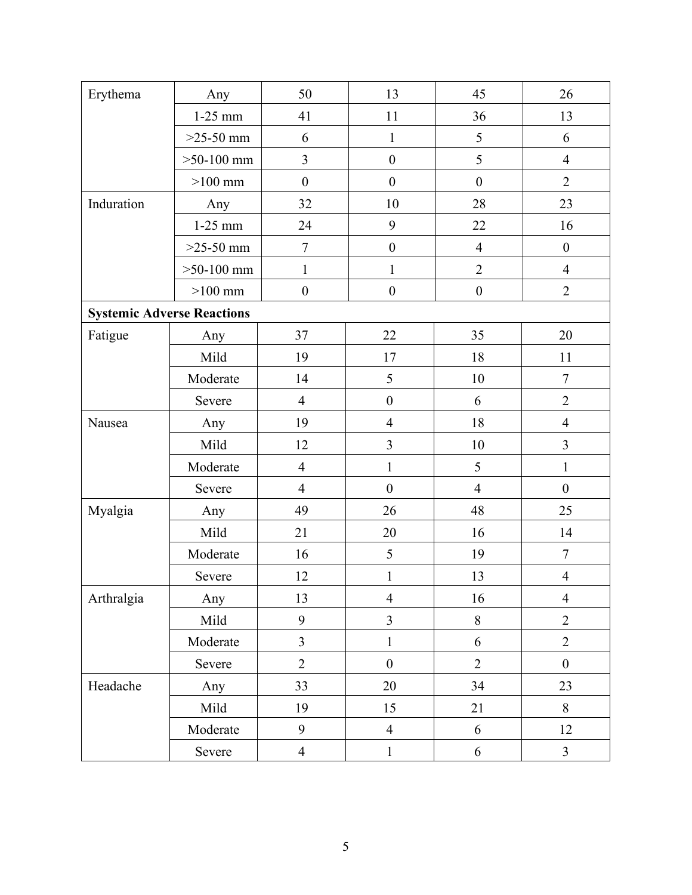| | | | | | |
|---|---|---|---|---|---|
| Erythema | Any | 50 | 13 | 45 | 26 |
| | 1-25 mm | 41 | 11 | 36 | 13 |
| | >25-50 mm | 6 | 1 | 5 | 6 |
| | >50-100 mm | 3 | 0 | 5 | 4 |
| | >100 mm | 0 | 0 | 0 | 2 |
| Induration | Any | 32 | 10 | 28 | 23 |
| | 1-25 mm | 24 | 9 | 22 | 16 |
| | >25-50 mm | 7 | 0 | 4 | 0 |
| | >50-100 mm | 1 | 1 | 2 | 4 |
| | >100 mm | 0 | 0 | 0 | 2 |
| **Systemic Adverse Reactions** | | | | | |
| Fatigue | Any | 37 | 22 | 35 | 20 |
| | Mild | 19 | 17 | 18 | 11 |
| | Moderate | 14 | 5 | 10 | 7 |
| | Severe | 4 | 0 | 6 | 2 |
| Nausea | Any | 19 | 4 | 18 | 4 |
| | Mild | 12 | 3 | 10 | 3 |
| | Moderate | 4 | 1 | 5 | 1 |
| | Severe | 4 | 0 | 4 | 0 |
| Myalgia | Any | 49 | 26 | 48 | 25 |
| | Mild | 21 | 20 | 16 | 14 |
| | Moderate | 16 | 5 | 19 | 7 |
| | Severe | 12 | 1 | 13 | 4 |
| Arthralgia | Any | 13 | 4 | 16 | 4 |
| | Mild | 9 | 3 | 8 | 2 |
| | Moderate | 3 | 1 | 6 | 2 |
| | Severe | 2 | 0 | 2 | 0 |
| Headache | Any | 33 | 20 | 34 | 23 |
| | Mild | 19 | 15 | 21 | 8 |
| | Moderate | 9 | 4 | 6 | 12 |
| | Severe | 4 | 1 | 6 | 3 |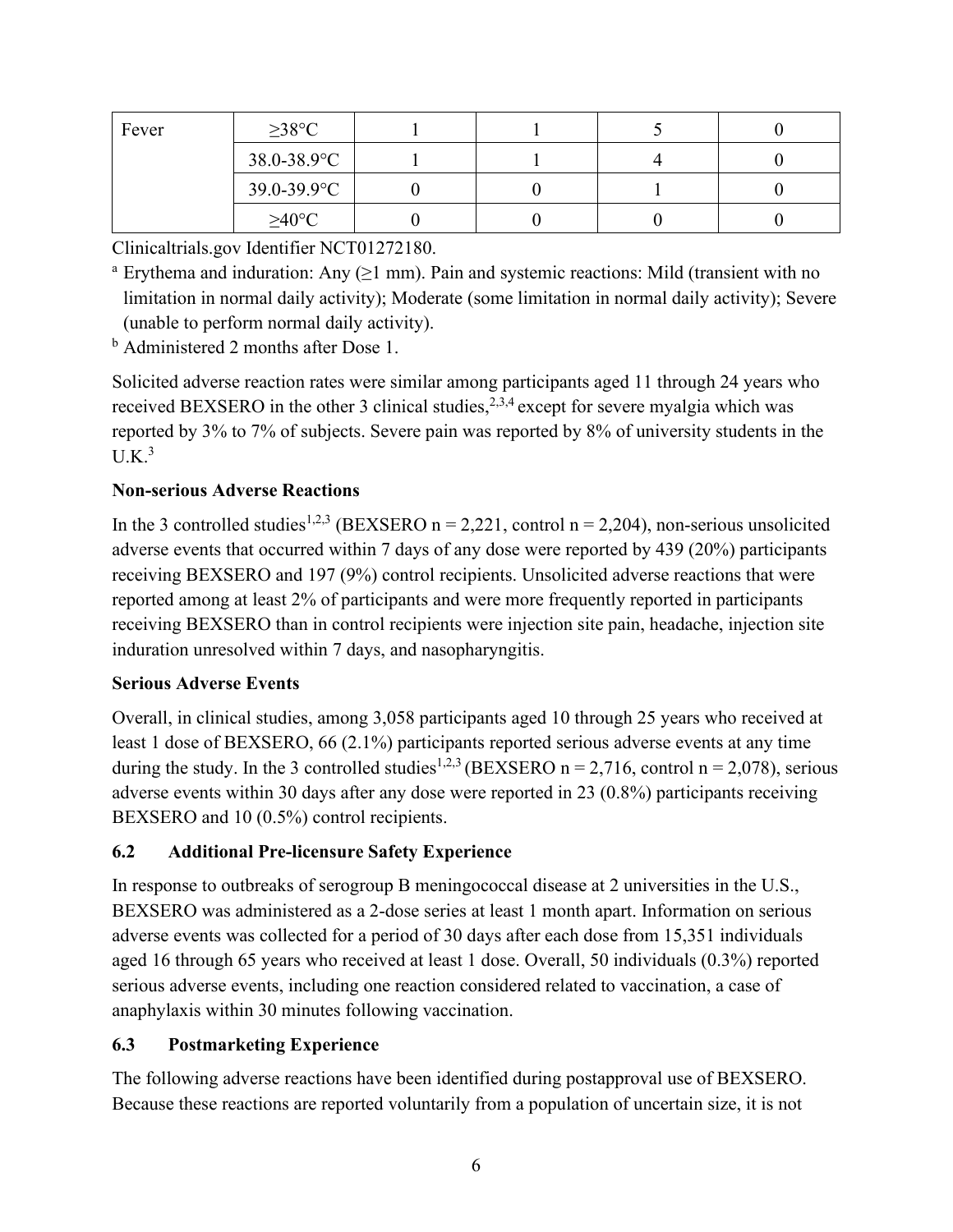| Fever | ≥38°C | 1 | 1 | 5 | 0 |
|---|---|---|---|---|---|
| | 38.0-38.9°C | 1 | 1 | 4 | 0 |
| | 39.0-39.9°C | 0 | 0 | 1 | 0 |
| | ≥40°C | 0 | 0 | 0 | 0 |

Clinicaltrials.gov Identifier NCT01272180.

[a] Erythema and induration: Any (≥1 mm). Pain and systemic reactions: Mild (transient with no limitation in normal daily activity); Moderate (some limitation in normal daily activity); Severe (unable to perform normal daily activity).

[b] Administered 2 months after Dose 1.

Solicited adverse reaction rates were similar among participants aged 11 through 24 years who received BEXSERO in the other 3 clinical studies,[2,3,4] except for severe myalgia which was reported by 3% to 7% of subjects. Severe pain was reported by 8% of university students in the U.K.[3]

**Non-serious Adverse Reactions**

In the 3 controlled studies[1,2,3] (BEXSERO n = 2,221, control n = 2,204), non-serious unsolicited adverse events that occurred within 7 days of any dose were reported by 439 (20%) participants receiving BEXSERO and 197 (9%) control recipients. Unsolicited adverse reactions that were reported among at least 2% of participants and were more frequently reported in participants receiving BEXSERO than in control recipients were injection site pain, headache, injection site induration unresolved within 7 days, and nasopharyngitis.

**Serious Adverse Events**

Overall, in clinical studies, among 3,058 participants aged 10 through 25 years who received at least 1 dose of BEXSERO, 66 (2.1%) participants reported serious adverse events at any time during the study. In the 3 controlled studies[1,2,3] (BEXSERO n = 2,716, control n = 2,078), serious adverse events within 30 days after any dose were reported in 23 (0.8%) participants receiving BEXSERO and 10 (0.5%) control recipients.

### 6.2 Additional Pre-licensure Safety Experience

In response to outbreaks of serogroup B meningococcal disease at 2 universities in the U.S., BEXSERO was administered as a 2-dose series at least 1 month apart. Information on serious adverse events was collected for a period of 30 days after each dose from 15,351 individuals aged 16 through 65 years who received at least 1 dose. Overall, 50 individuals (0.3%) reported serious adverse events, including one reaction considered related to vaccination, a case of anaphylaxis within 30 minutes following vaccination.

### 6.3 Postmarketing Experience

The following adverse reactions have been identified during postapproval use of BEXSERO. Because these reactions are reported voluntarily from a population of uncertain size, it is not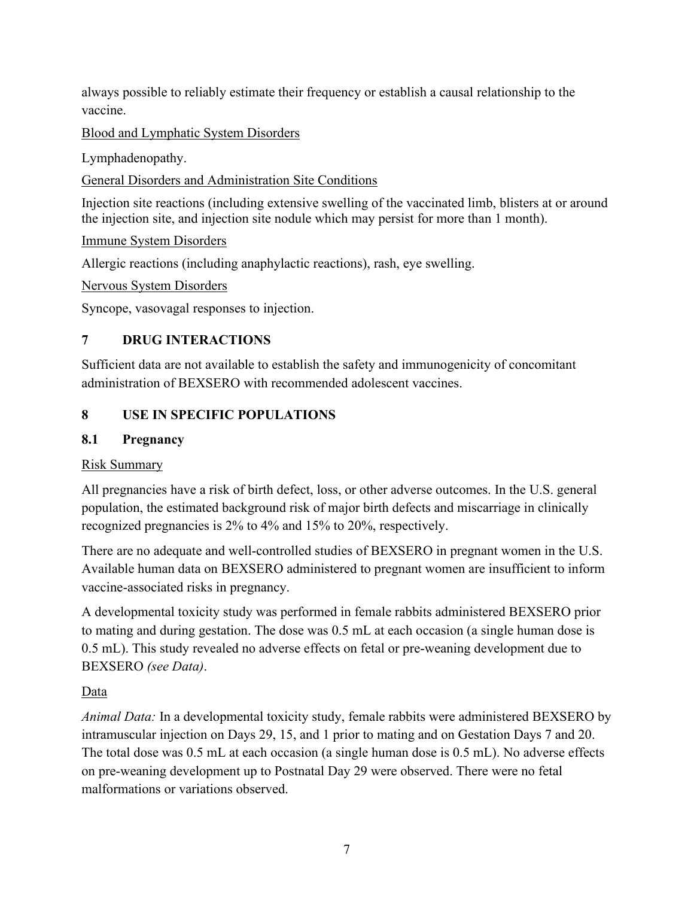always possible to reliably estimate their frequency or establish a causal relationship to the vaccine.

Blood and Lymphatic System Disorders

Lymphadenopathy.

General Disorders and Administration Site Conditions

Injection site reactions (including extensive swelling of the vaccinated limb, blisters at or around the injection site, and injection site nodule which may persist for more than 1 month).

Immune System Disorders

Allergic reactions (including anaphylactic reactions), rash, eye swelling.

Nervous System Disorders

Syncope, vasovagal responses to injection.

## 7 DRUG INTERACTIONS

Sufficient data are not available to establish the safety and immunogenicity of concomitant administration of BEXSERO with recommended adolescent vaccines.

## 8 USE IN SPECIFIC POPULATIONS

### 8.1 Pregnancy

Risk Summary

All pregnancies have a risk of birth defect, loss, or other adverse outcomes. In the U.S. general population, the estimated background risk of major birth defects and miscarriage in clinically recognized pregnancies is 2% to 4% and 15% to 20%, respectively.

There are no adequate and well-controlled studies of BEXSERO in pregnant women in the U.S. Available human data on BEXSERO administered to pregnant women are insufficient to inform vaccine-associated risks in pregnancy.

A developmental toxicity study was performed in female rabbits administered BEXSERO prior to mating and during gestation. The dose was 0.5 mL at each occasion (a single human dose is 0.5 mL). This study revealed no adverse effects on fetal or pre-weaning development due to BEXSERO *(see Data)*.

Data

*Animal Data:* In a developmental toxicity study, female rabbits were administered BEXSERO by intramuscular injection on Days 29, 15, and 1 prior to mating and on Gestation Days 7 and 20. The total dose was 0.5 mL at each occasion (a single human dose is 0.5 mL). No adverse effects on pre-weaning development up to Postnatal Day 29 were observed. There were no fetal malformations or variations observed.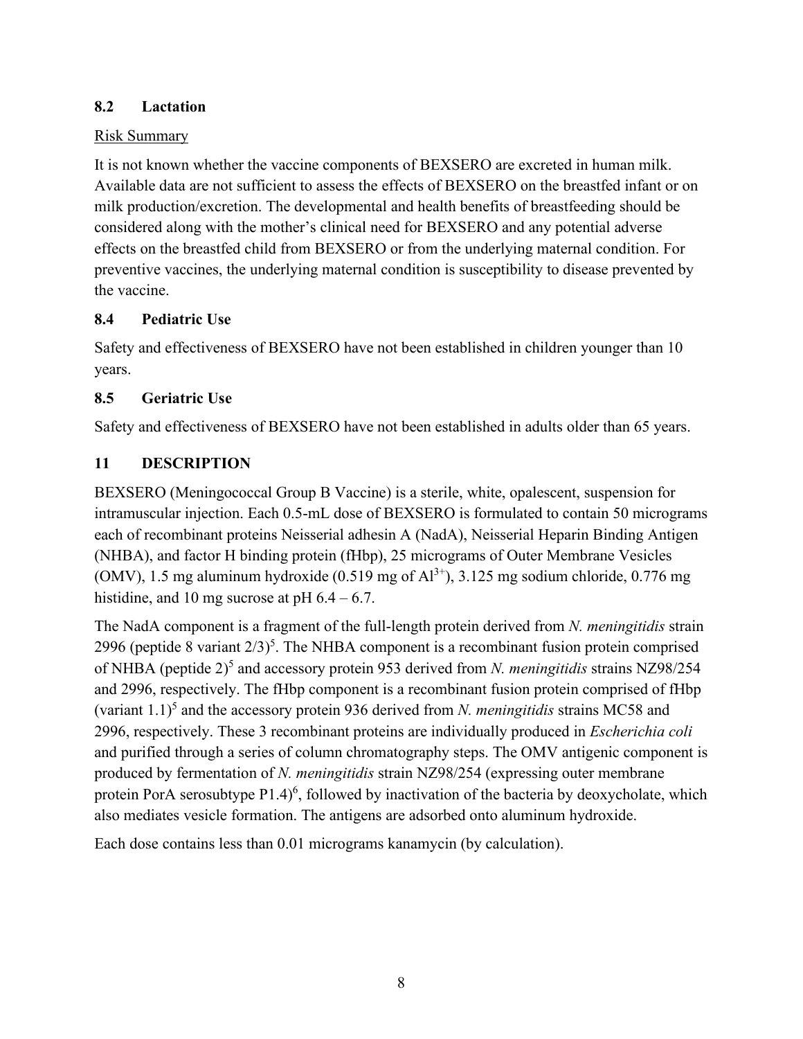## 8.2 Lactation

Risk Summary

It is not known whether the vaccine components of BEXSERO are excreted in human milk. Available data are not sufficient to assess the effects of BEXSERO on the breastfed infant or on milk production/excretion. The developmental and health benefits of breastfeeding should be considered along with the mother's clinical need for BEXSERO and any potential adverse effects on the breastfed child from BEXSERO or from the underlying maternal condition. For preventive vaccines, the underlying maternal condition is susceptibility to disease prevented by the vaccine.

## 8.4 Pediatric Use

Safety and effectiveness of BEXSERO have not been established in children younger than 10 years.

## 8.5 Geriatric Use

Safety and effectiveness of BEXSERO have not been established in adults older than 65 years.

# 11 DESCRIPTION

BEXSERO (Meningococcal Group B Vaccine) is a sterile, white, opalescent, suspension for intramuscular injection. Each 0.5-mL dose of BEXSERO is formulated to contain 50 micrograms each of recombinant proteins Neisserial adhesin A (NadA), Neisserial Heparin Binding Antigen (NHBA), and factor H binding protein (fHbp), 25 micrograms of Outer Membrane Vesicles (OMV), 1.5 mg aluminum hydroxide (0.519 mg of $Al^{3+}$), 3.125 mg sodium chloride, 0.776 mg histidine, and 10 mg sucrose at pH 6.4 – 6.7.

The NadA component is a fragment of the full-length protein derived from *N. meningitidis* strain 2996 (peptide 8 variant 2/3)[5]. The NHBA component is a recombinant fusion protein comprised of NHBA (peptide 2)[5] and accessory protein 953 derived from *N. meningitidis* strains NZ98/254 and 2996, respectively. The fHbp component is a recombinant fusion protein comprised of fHbp (variant 1.1)[5] and the accessory protein 936 derived from *N. meningitidis* strains MC58 and 2996, respectively. These 3 recombinant proteins are individually produced in *Escherichia coli* and purified through a series of column chromatography steps. The OMV antigenic component is produced by fermentation of *N. meningitidis* strain NZ98/254 (expressing outer membrane protein PorA serosubtype P1.4)[6], followed by inactivation of the bacteria by deoxycholate, which also mediates vesicle formation. The antigens are adsorbed onto aluminum hydroxide.

Each dose contains less than 0.01 micrograms kanamycin (by calculation).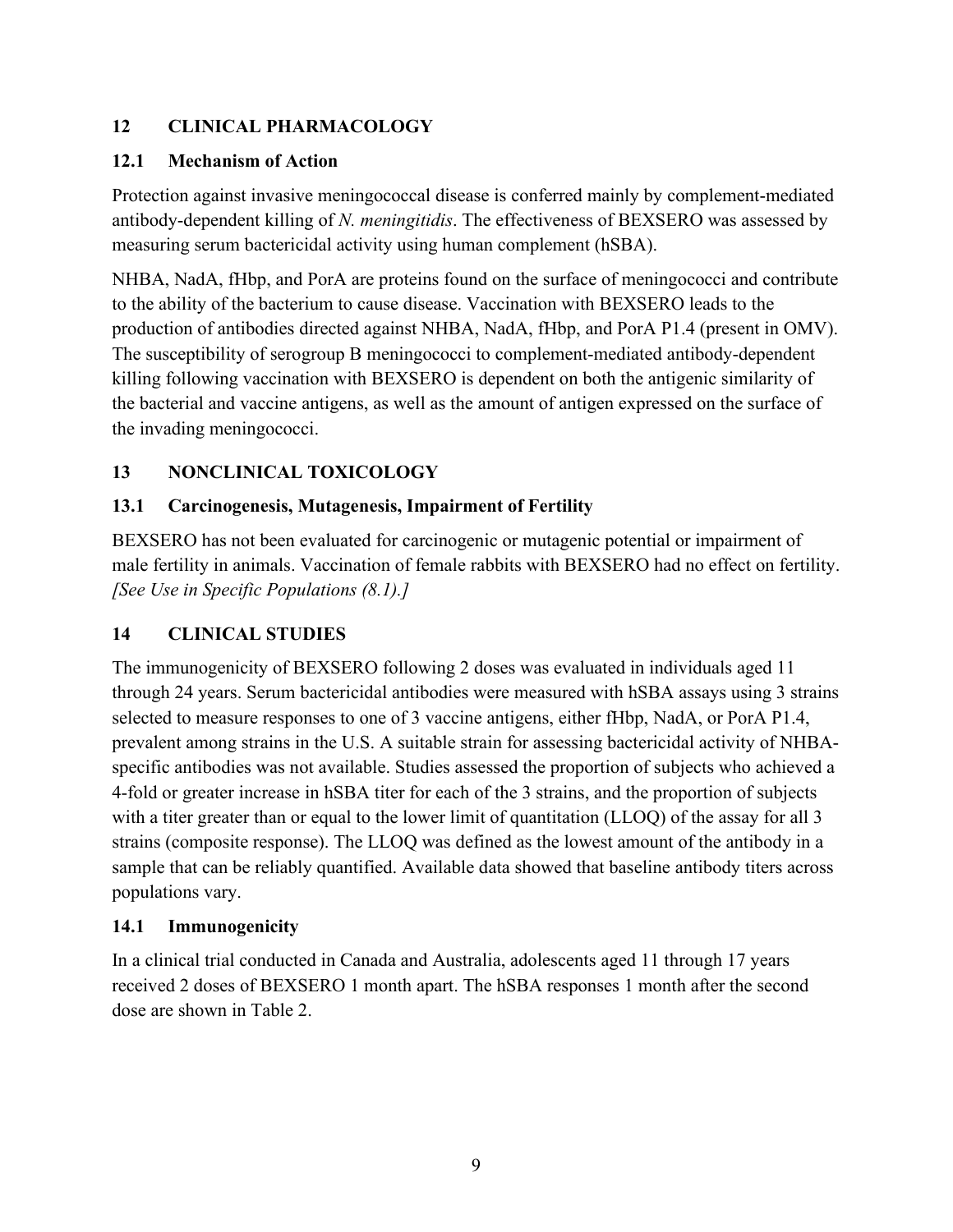## 12 CLINICAL PHARMACOLOGY

### 12.1 Mechanism of Action

Protection against invasive meningococcal disease is conferred mainly by complement-mediated antibody-dependent killing of *N. meningitidis*. The effectiveness of BEXSERO was assessed by measuring serum bactericidal activity using human complement (hSBA).

NHBA, NadA, fHbp, and PorA are proteins found on the surface of meningococci and contribute to the ability of the bacterium to cause disease. Vaccination with BEXSERO leads to the production of antibodies directed against NHBA, NadA, fHbp, and PorA P1.4 (present in OMV). The susceptibility of serogroup B meningococci to complement-mediated antibody-dependent killing following vaccination with BEXSERO is dependent on both the antigenic similarity of the bacterial and vaccine antigens, as well as the amount of antigen expressed on the surface of the invading meningococci.

## 13 NONCLINICAL TOXICOLOGY

### 13.1 Carcinogenesis, Mutagenesis, Impairment of Fertility

BEXSERO has not been evaluated for carcinogenic or mutagenic potential or impairment of male fertility in animals. Vaccination of female rabbits with BEXSERO had no effect on fertility. *[See Use in Specific Populations (8.1).]*

## 14 CLINICAL STUDIES

The immunogenicity of BEXSERO following 2 doses was evaluated in individuals aged 11 through 24 years. Serum bactericidal antibodies were measured with hSBA assays using 3 strains selected to measure responses to one of 3 vaccine antigens, either fHbp, NadA, or PorA P1.4, prevalent among strains in the U.S. A suitable strain for assessing bactericidal activity of NHBA-specific antibodies was not available. Studies assessed the proportion of subjects who achieved a 4-fold or greater increase in hSBA titer for each of the 3 strains, and the proportion of subjects with a titer greater than or equal to the lower limit of quantitation (LLOQ) of the assay for all 3 strains (composite response). The LLOQ was defined as the lowest amount of the antibody in a sample that can be reliably quantified. Available data showed that baseline antibody titers across populations vary.

### 14.1 Immunogenicity

In a clinical trial conducted in Canada and Australia, adolescents aged 11 through 17 years received 2 doses of BEXSERO 1 month apart. The hSBA responses 1 month after the second dose are shown in Table 2.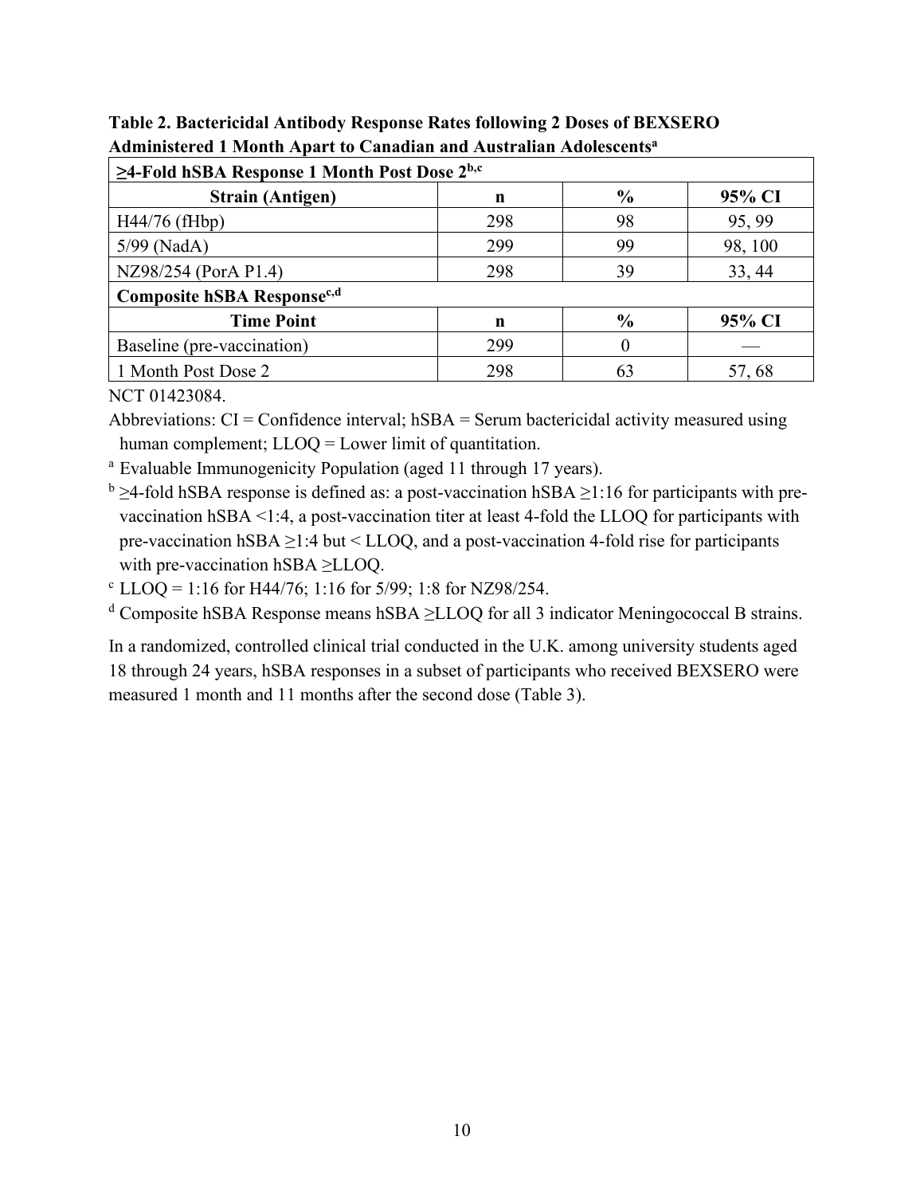**Table 2. Bactericidal Antibody Response Rates following 2 Doses of BEXSERO Administered 1 Month Apart to Canadian and Australian Adolescents[a]**

| **≥4-Fold hSBA Response 1 Month Post Dose 2[b,c]** | | | |
|---|---|---|---|
| **Strain (Antigen)** | **n** | **%** | **95% CI** |
| H44/76 (fHbp) | 298 | 98 | 95, 99 |
| 5/99 (NadA) | 299 | 99 | 98, 100 |
| NZ98/254 (PorA P1.4) | 298 | 39 | 33, 44 |
| **Composite hSBA Response[c,d]** | | | |
| **Time Point** | **n** | **%** | **95% CI** |
| Baseline (pre-vaccination) | 299 | 0 | — |
| 1 Month Post Dose 2 | 298 | 63 | 57, 68 |

NCT 01423084.

Abbreviations: CI = Confidence interval; hSBA = Serum bactericidal activity measured using human complement; LLOQ = Lower limit of quantitation.

[a] Evaluable Immunogenicity Population (aged 11 through 17 years).

[b] ≥4-fold hSBA response is defined as: a post-vaccination hSBA ≥1:16 for participants with pre-vaccination hSBA <1:4, a post-vaccination titer at least 4-fold the LLOQ for participants with pre-vaccination hSBA ≥1:4 but < LLOQ, and a post-vaccination 4-fold rise for participants with pre-vaccination hSBA ≥LLOQ.

[c] LLOQ = 1:16 for H44/76; 1:16 for 5/99; 1:8 for NZ98/254.

[d] Composite hSBA Response means hSBA ≥LLOQ for all 3 indicator Meningococcal B strains.

In a randomized, controlled clinical trial conducted in the U.K. among university students aged 18 through 24 years, hSBA responses in a subset of participants who received BEXSERO were measured 1 month and 11 months after the second dose (Table 3).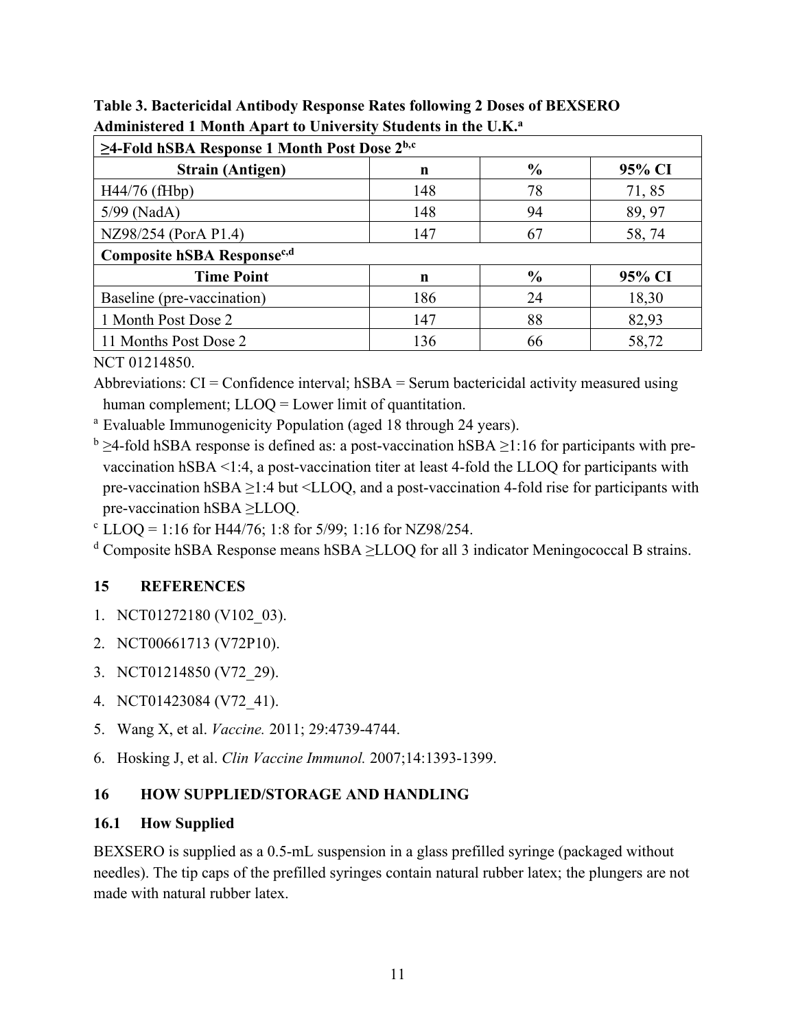**Table 3. Bactericidal Antibody Response Rates following 2 Doses of BEXSERO Administered 1 Month Apart to University Students in the U.K.[a]**

| ≥4-Fold hSBA Response 1 Month Post Dose 2[b,c] | | | |
|---|---|---|---|
| **Strain (Antigen)** | **n** | **%** | **95% CI** |
| H44/76 (fHbp) | 148 | 78 | 71, 85 |
| 5/99 (NadA) | 148 | 94 | 89, 97 |
| NZ98/254 (PorA P1.4) | 147 | 67 | 58, 74 |
| **Composite hSBA Response[c,d]** | | | |
| **Time Point** | **n** | **%** | **95% CI** |
| Baseline (pre-vaccination) | 186 | 24 | 18,30 |
| 1 Month Post Dose 2 | 147 | 88 | 82,93 |
| 11 Months Post Dose 2 | 136 | 66 | 58,72 |

NCT 01214850.

Abbreviations: CI = Confidence interval; hSBA = Serum bactericidal activity measured using human complement; LLOQ = Lower limit of quantitation.

[a] Evaluable Immunogenicity Population (aged 18 through 24 years).

[b] ≥4-fold hSBA response is defined as: a post-vaccination hSBA ≥1:16 for participants with pre-vaccination hSBA <1:4, a post-vaccination titer at least 4-fold the LLOQ for participants with pre-vaccination hSBA ≥1:4 but <LLOQ, and a post-vaccination 4-fold rise for participants with pre-vaccination hSBA ≥LLOQ.

[c] LLOQ = 1:16 for H44/76; 1:8 for 5/99; 1:16 for NZ98/254.

[d] Composite hSBA Response means hSBA ≥LLOQ for all 3 indicator Meningococcal B strains.

## 15 REFERENCES

1. NCT01272180 (V102_03).
2. NCT00661713 (V72P10).
3. NCT01214850 (V72_29).
4. NCT01423084 (V72_41).
5. Wang X, et al. *Vaccine.* 2011; 29:4739-4744.
6. Hosking J, et al. *Clin Vaccine Immunol.* 2007;14:1393-1399.

## 16 HOW SUPPLIED/STORAGE AND HANDLING

### 16.1 How Supplied

BEXSERO is supplied as a 0.5-mL suspension in a glass prefilled syringe (packaged without needles). The tip caps of the prefilled syringes contain natural rubber latex; the plungers are not made with natural rubber latex.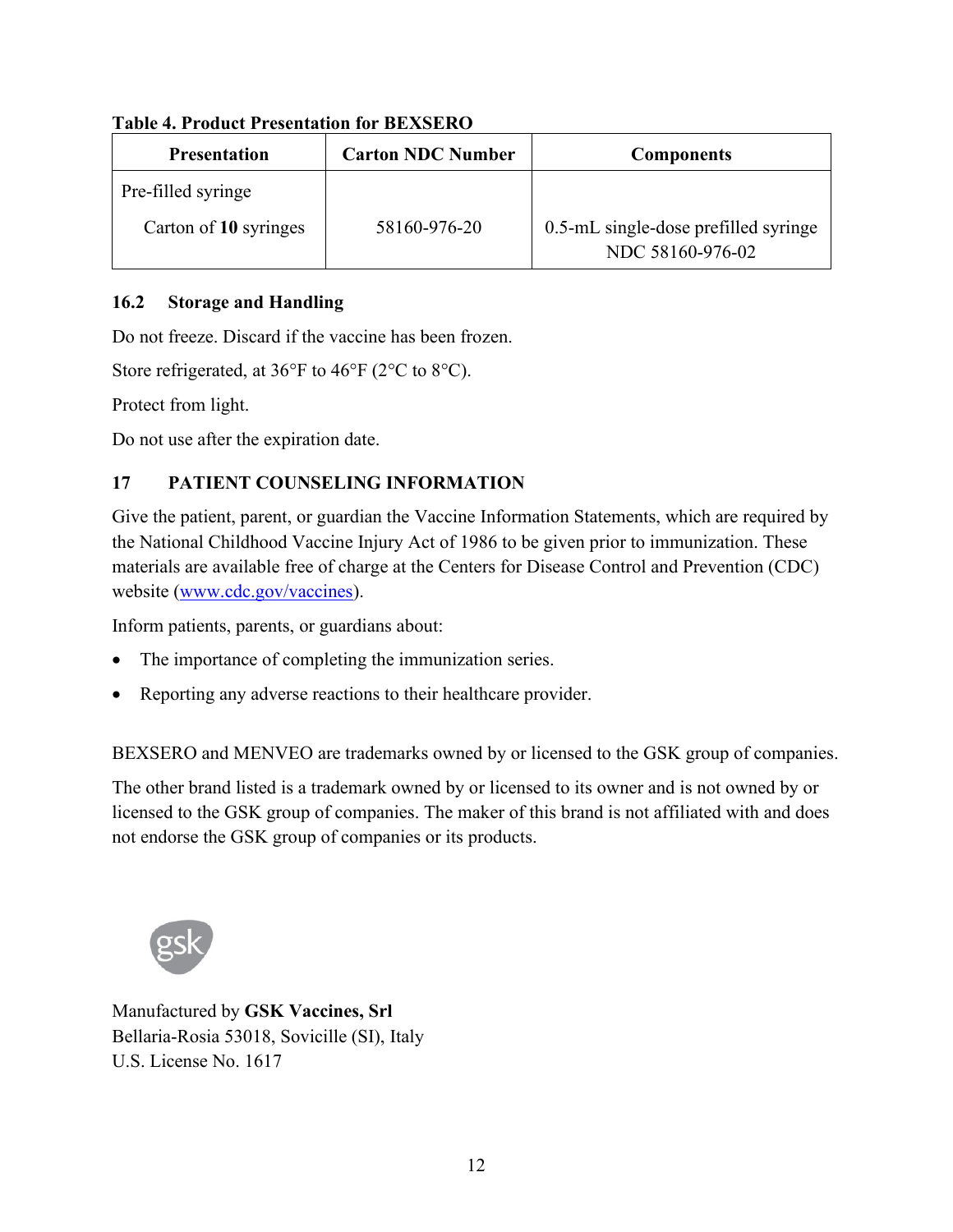**Table 4. Product Presentation for BEXSERO**

| Presentation | Carton NDC Number | Components |
|---|---|---|
| Pre-filled syringe<br>Carton of **10** syringes | 58160-976-20 | 0.5-mL single-dose prefilled syringe NDC 58160-976-02 |

### 16.2 Storage and Handling

Do not freeze. Discard if the vaccine has been frozen.

Store refrigerated, at 36°F to 46°F (2°C to 8°C).

Protect from light.

Do not use after the expiration date.

## 17 PATIENT COUNSELING INFORMATION

Give the patient, parent, or guardian the Vaccine Information Statements, which are required by the National Childhood Vaccine Injury Act of 1986 to be given prior to immunization. These materials are available free of charge at the Centers for Disease Control and Prevention (CDC) website (www.cdc.gov/vaccines).

Inform patients, parents, or guardians about:

- The importance of completing the immunization series.
- Reporting any adverse reactions to their healthcare provider.

BEXSERO and MENVEO are trademarks owned by or licensed to the GSK group of companies.

The other brand listed is a trademark owned by or licensed to its owner and is not owned by or licensed to the GSK group of companies. The maker of this brand is not affiliated with and does not endorse the GSK group of companies or its products.

gsk

Manufactured by **GSK Vaccines, Srl**
Bellaria-Rosia 53018, Sovicille (SI), Italy
U.S. License No. 1617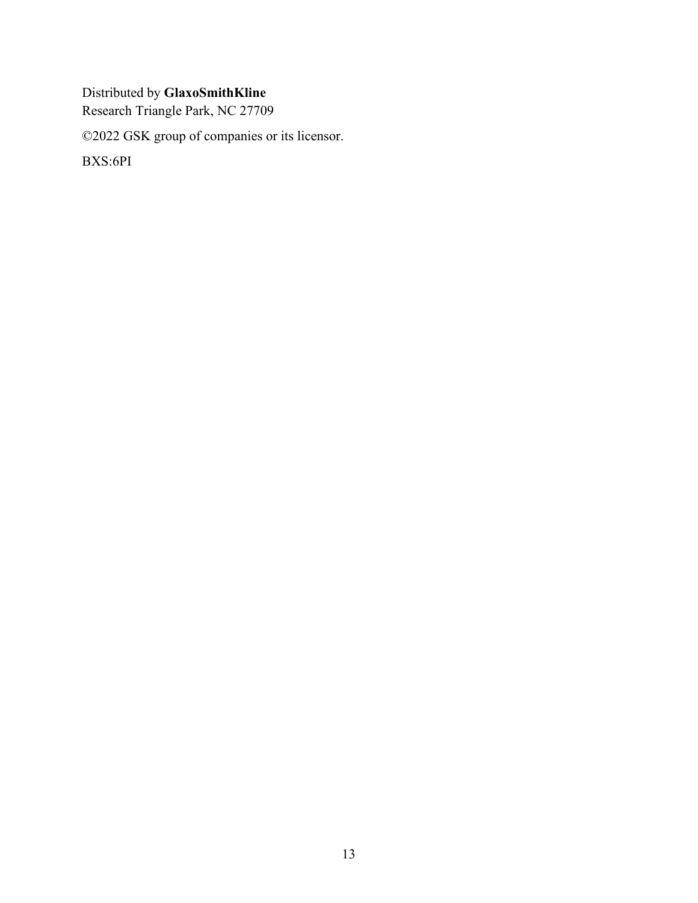Distributed by **GlaxoSmithKline**
Research Triangle Park, NC 27709

©2022 GSK group of companies or its licensor.

BXS:6PI